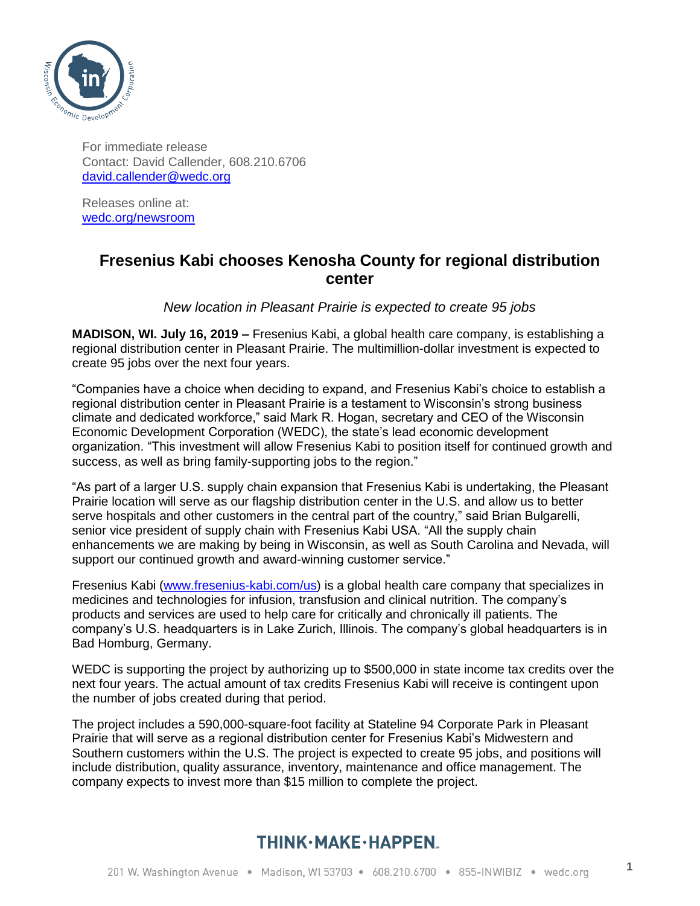For immediate release
Contact: David Callender, 608.210.6706
david.callender@wedc.org

Releases online at:
wedc.org/newsroom

# Fresenius Kabi chooses Kenosha County for regional distribution center

*New location in Pleasant Prairie is expected to create 95 jobs*

**MADISON, WI. July 16, 2019 –** Fresenius Kabi, a global health care company, is establishing a regional distribution center in Pleasant Prairie. The multimillion-dollar investment is expected to create 95 jobs over the next four years.

"Companies have a choice when deciding to expand, and Fresenius Kabi's choice to establish a regional distribution center in Pleasant Prairie is a testament to Wisconsin's strong business climate and dedicated workforce," said Mark R. Hogan, secretary and CEO of the Wisconsin Economic Development Corporation (WEDC), the state's lead economic development organization. "This investment will allow Fresenius Kabi to position itself for continued growth and success, as well as bring family-supporting jobs to the region."

"As part of a larger U.S. supply chain expansion that Fresenius Kabi is undertaking, the Pleasant Prairie location will serve as our flagship distribution center in the U.S. and allow us to better serve hospitals and other customers in the central part of the country," said Brian Bulgarelli, senior vice president of supply chain with Fresenius Kabi USA. "All the supply chain enhancements we are making by being in Wisconsin, as well as South Carolina and Nevada, will support our continued growth and award-winning customer service."

Fresenius Kabi (www.fresenius-kabi.com/us) is a global health care company that specializes in medicines and technologies for infusion, transfusion and clinical nutrition. The company's products and services are used to help care for critically and chronically ill patients. The company's U.S. headquarters is in Lake Zurich, Illinois. The company's global headquarters is in Bad Homburg, Germany.

WEDC is supporting the project by authorizing up to $500,000 in state income tax credits over the next four years. The actual amount of tax credits Fresenius Kabi will receive is contingent upon the number of jobs created during that period.

The project includes a 590,000-square-foot facility at Stateline 94 Corporate Park in Pleasant Prairie that will serve as a regional distribution center for Fresenius Kabi's Midwestern and Southern customers within the U.S. The project is expected to create 95 jobs, and positions will include distribution, quality assurance, inventory, maintenance and office management. The company expects to invest more than $15 million to complete the project.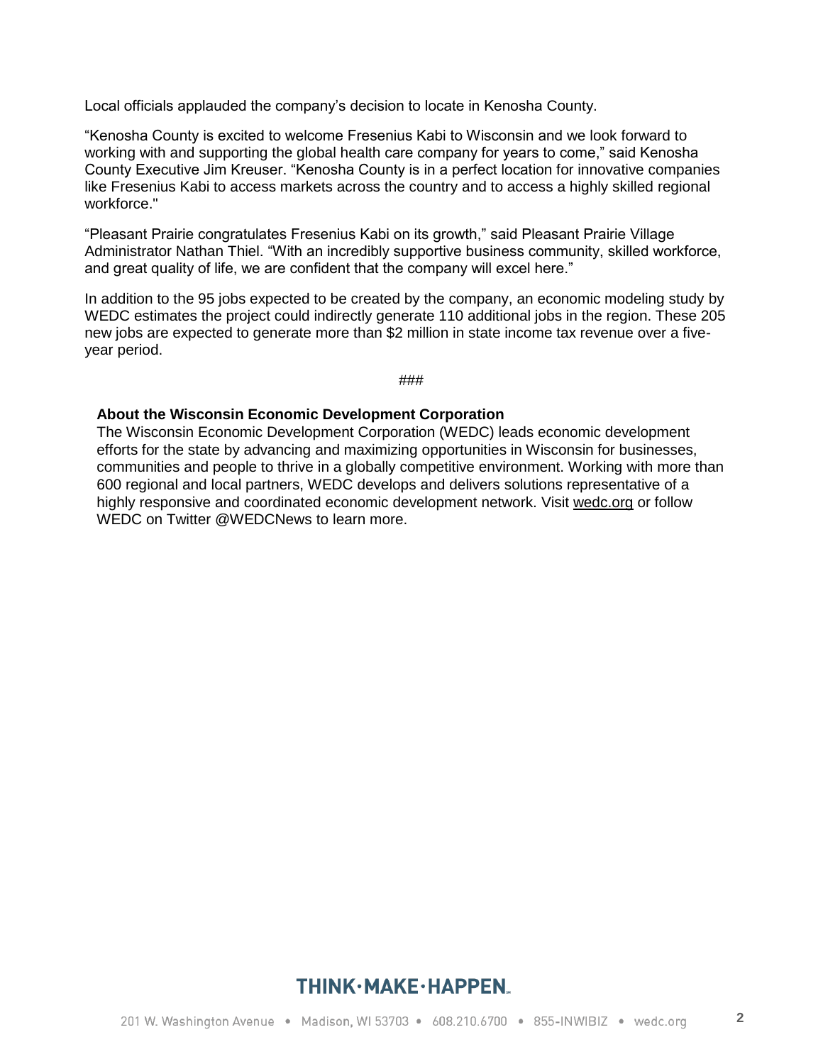Local officials applauded the company's decision to locate in Kenosha County.

"Kenosha County is excited to welcome Fresenius Kabi to Wisconsin and we look forward to working with and supporting the global health care company for years to come," said Kenosha County Executive Jim Kreuser. "Kenosha County is in a perfect location for innovative companies like Fresenius Kabi to access markets across the country and to access a highly skilled regional workforce."

"Pleasant Prairie congratulates Fresenius Kabi on its growth," said Pleasant Prairie Village Administrator Nathan Thiel. "With an incredibly supportive business community, skilled workforce, and great quality of life, we are confident that the company will excel here."

In addition to the 95 jobs expected to be created by the company, an economic modeling study by WEDC estimates the project could indirectly generate 110 additional jobs in the region. These 205 new jobs are expected to generate more than $2 million in state income tax revenue over a five-year period.

###

**About the Wisconsin Economic Development Corporation**
The Wisconsin Economic Development Corporation (WEDC) leads economic development efforts for the state by advancing and maximizing opportunities in Wisconsin for businesses, communities and people to thrive in a globally competitive environment. Working with more than 600 regional and local partners, WEDC develops and delivers solutions representative of a highly responsive and coordinated economic development network. Visit wedc.org or follow WEDC on Twitter @WEDCNews to learn more.